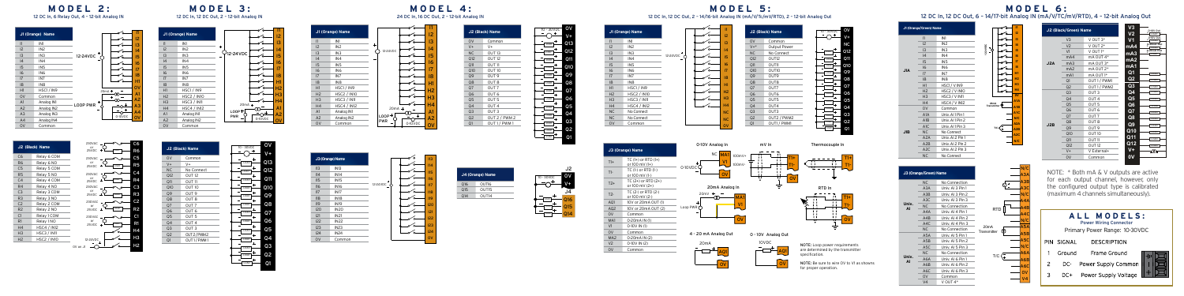# MODEL 2:

12 DC In, 6 Relay Out, 4 – 12-bit Analog In

| J1 (Orange) | Name |
|---|---|
| I1 | IN1 |
| I2 | IN2 |
| I3 | IN3 |
| I4 | IN4 |
| I5 | IN5 |
| I6 | IN6 |
| I7 | IN7 |
| I8 | IN8 |
| H1 | HSC1 / IN9 |
| 0V | Common |
| A1 | Analog IN1 |
| A2 | Analog IN2 |
| A3 | Analog IN3 |
| A4 | Analog IN4 |
| 0V | Common |

| J2 (Black) | Name |
|---|---|
| C6 | Relay 6 COM |
| R6 | Relay 6 NO |
| C5 | Relay 5 COM |
| R5 | Relay 5 NO |
| C4 | Relay 4 COM |
| R4 | Relay 4 NO |
| C3 | Relay 3 COM |
| R3 | Relay 3 NO |
| C2 | Relay 2 COM |
| R2 | Relay 2 NO |
| C1 | Relay 1 COM |
| R1 | Relay 1 NO |
| H4 | HSC4 / IN12 |
| H3 | HSC3 / IN11 |
| H2 | HSC2 / IN10 |

# MODEL 3:

12 DC In, 12 DC Out, 2 – 12-bit Analog In

| J1 (Orange) | Name |
|---|---|
| I1 | IN1 |
| I2 | IN2 |
| I3 | IN3 |
| I4 | IN4 |
| I5 | IN5 |
| I6 | IN6 |
| I7 | IN7 |
| I8 | IN8 |
| H1 | HSC1 / IN9 |
| H2 | HSC2 / IN10 |
| H3 | HSC3 / IN11 |
| H4 | HSC4 / IN12 |
| A1 | Analog IN1 |
| A2 | Analog IN2 |
| 0V | Common |

| J2 (Black) | Name |
|---|---|
| 0V | Common |
| V+ | V+ |
| NC | No Connect |
| Q12 | OUT 12 |
| Q11 | OUT 11 |
| Q10 | OUT 10 |
| Q9 | OUT 9 |
| Q8 | OUT 8 |
| Q7 | OUT 7 |
| Q6 | OUT 6 |
| Q5 | OUT 5 |
| Q4 | OUT 4 |
| Q3 | OUT 3 |
| Q2 | OUT 2/PWM2 |
| Q1 | OUT 1 / PWM1 |

# MODEL 4:

24 DC In, 16 DC Out, 2 – 12-bit Analog In

| J1 (Orange) | Name |
|---|---|
| I1 | IN1 |
| I2 | IN2 |
| I3 | IN3 |
| I4 | IN4 |
| I5 | IN5 |
| I6 | IN6 |
| I7 | IN7 |
| I8 | IN8 |
| H1 | HSC1 / IN9 |
| H2 | HSC2 / IN10 |
| H3 | HSC3 / IN11 |
| H4 | HSC4 / IN12 |
| A1 | Analog IN1 |
| A2 | Analog IN2 |
| 0V | Common |

| J2 (Black) | Name |
|---|---|
| 0V | Common |
| V+ | V+ |
| Q13 | OUT 13 |
| Q12 | OUT 12 |
| Q11 | OUT 11 |
| Q10 | OUT 10 |
| Q9 | OUT 9 |
| Q8 | OUT 8 |
| Q7 | OUT 7 |
| Q6 | OUT 6 |
| Q5 | OUT 5 |
| Q4 | OUT 4 |
| Q3 | OUT 3 |
| Q2 | OUT 2 / PWM 2 |
| Q1 | OUT 1 / PWM 1 |

| J3 (Orange) | Name |
|---|---|
| I13 | IN13 |
| I14 | IN14 |
| I15 | IN15 |
| I16 | IN16 |
| I17 | IN17 |
| I18 | IN18 |
| I19 | IN19 |
| I20 | IN20 |
| I21 | IN21 |
| I22 | IN22 |
| I23 | IN23 |
| I24 | IN24 |
| 0V | Common |

| J4 (Orange) | Name |
|---|---|
| Q16 | OUT16 |
| Q15 | OUT15 |
| Q14 | OUT14 |

# MODEL 5:

12 DC In, 12 DC Out, 2 – 14/16-bit Analog In (mA/V/Tc/mV/RTD), 2 – 12-bit Analog Out

| J1 (Orange) | Name |
|---|---|
| I1 | IN1 |
| I2 | IN2 |
| I3 | IN3 |
| I4 | IN4 |
| I5 | IN5 |
| I6 | IN6 |
| I7 | IN7 |
| I8 | IN8 |
| H1 | HSC1 / IN9 |
| H2 | HSC2 / IN10 |
| H3 | HSC3 / IN11 |
| H4 | HSC4 / IN12 |
| NC | No Connect |
| NC | No Connect |
| 0V | Common |

| J2 (Black) | Name |
|---|---|
| 0V | Common |
| V+* | Output Power |
| NC | No Connect |
| Q12 | OUT12 |
| Q11 | OUT11 |
| Q10 | OUT10 |
| Q9 | OUT9 |
| Q8 | OUT8 |
| Q7 | OUT7 |
| Q6 | OUT6 |
| Q5 | OUT5 |
| Q4 | OUT4 |
| Q3 | OUT3 |
| Q2 | OUT2 / PWM2 |
| Q1 | OUT1 / PWM1 |

| J3 (Orange) | Name |
|---|---|
| T1+ | TC (1+) or RTD (1+) or 100 mV (1+) |
| T1- | TC (1-) or RTD (1-) or 100 mV (1-) |
| T2+ | TC (2+) or RTD (2+) or 100 mV (2+) |
| T2- | TC (2-) or RTD (2-) or 100 mV (2-) |
| AQ1 | 10V or 20mA OUT (1) |
| AQ2 | 10V or 20mA OUT (2) |
| 0V | Common |
| MA1 | 0-20mA IN (1) |
| V1 | 0-10V IN (1) |
| 0V | Common |
| MA2 | 0-20mA IN (2) |
| V2 | 0-10V IN (2) |
| 0V | Common |

0-10V Analog In, mV In, Thermocouple In, 20mA Analog In, RTD In, 4 - 20 mA Analog Out, 0 - 10V Analog Out

**NOTE:** Loop power requirements are determined by the transmitter specification.

**NOTE:** Be sure to wire 0V to V1 as shown for proper operation.

# MODEL 6:

12 DC In, 12 DC Out, 6 – 14/17-bit Analog In (mA/V/TC/mV/RTD), 4 – 12-bit Analog Out

| J1 (Orange/Green) | | Name |
|---|---|---|
| J1A | I1 | IN1 |
| | I2 | IN2 |
| | I3 | IN3 |
| | I4 | IN4 |
| | I5 | IN5 |
| | I6 | IN6 |
| | I7 | IN7 |
| | I8 | IN8 |
| J1B | H1 | HSC1 / IN9 |
| | H2 | HSC2 / IN10 |
| | H3 | HSC3 / IN11 |
| | H4 | HSC4 / IN12 |
| | 0V | Common |
| | A1A | Univ. AI 1 Pin 1 |
| | A1B | Univ. AI 1 Pin 2 |
| | A1C | Univ. AI 1 Pin 3 |
| | NC | No Connect |
| | A2A | Univ. AI 2 Pin 1 |
| | A2B | Univ. AI 2 Pin 2 |
| | A2C | Univ. AI 2 Pin 3 |
| | NC | No Connect |

| J2 (Black/Green) | | Name |
|---|---|---|
| J2A | V3 | V OUT 3* |
| | V2 | V OUT 2* |
| | V1 | V OUT 1* |
| | mA4 | mA OUT 4* |
| | mA3 | mA OUT 3* |
| | mA2 | mA OUT 2* |
| | mA1 | mA OUT 1* |
| | Q1 | OUT 1 / PWM1 |
| | Q2 | OUT 2 / PWM2 |
| J2B | Q3 | OUT 3 |
| | Q4 | OUT 4 |
| | Q5 | OUT 5 |
| | Q6 | OUT 6 |
| | Q7 | OUT 7 |
| | Q8 | OUT 8 |
| | Q9 | OUT 9 |
| | Q10 | OUT 10 |
| | Q11 | OUT 11 |
| | Q12 | OUT 12 |
| | V+ | V External* |
| | 0V | Common |

| J3 (Orange/Green) | | Name |
|---|---|---|
| Univ. AI | NC | No Connection |
| | A3A | Univ. AI 3 Pin1 |
| | A3B | Univ. AI 3 Pin2 |
| | A3C | Univ. AI 3 Pin 3 |
| | NC | No Connection |
| | A4A | Univ. AI 4 Pin 1 |
| | A4B | Univ. AI 4 Pin 2 |
| | A4C | Univ. AI 4 Pin 3 |
| | NC | No Connection |
| Univ. AI | A5A | Univ. AI 5 Pin 1 |
| | A5B | Univ. AI 5 Pin 2 |
| | A5C | Univ. AI 5 Pin 3 |
| | NC | No Connection |
| | A6A | Univ. AI 6 Pin 1 |
| | A6B | Univ. AI 6 Pin 2 |
| | A6C | Univ. AI 6 Pin 3 |
| | 0V | Common |
| | V4 | V OUT 4* |

NOTE: * Both mA & V outputs are active for each output channel, however, only the configured output type is calibrated (maximum 4 channels simultaneously).

## ALL MODELS:

**Power Wiring Connector**

Primary Power Range: 10-30VDC

| PIN | SIGNAL | DESCRIPTION |
|---|---|---|
| 1 | Ground | Frame Ground |
| 2 | DC- | Power Supply Common |
| 3 | DC+ | Power Supply Voltage |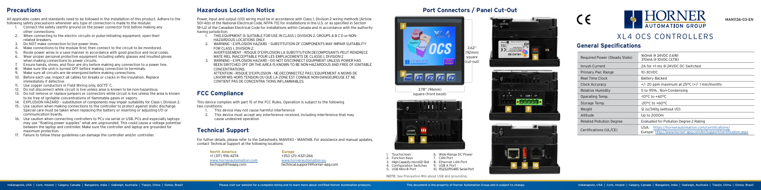## Precautions

All applicable codes and standards need to be followed in the installation of this product. Adhere to the following safety precautions whenever any type of connection is made to the module:

1. 1. Connect the safety (earth) ground on the power connector first before making any other connections.
2. When connecting to the electric circuits or pulse-initiating equipment, open their related breakers.
3. Do NOT make connection to live power lines.
4. Make connections to the module first; then connect to the circuit to be monitored.
5. Route power wires in a save manner in accordance with good practice and local codes.
6. Wear proper personal protective equipment including safety glasses and insulated gloves when making connections to power circuits.
7. Ensure hands, shoes, and floor are dry before making any connection to a power line.
8. Make sure the unit is turned OFF before making connection to terminals.
9. Make sure all circuits are de-energized before making connections.
10. Before each use, inspect all cables for breaks or cracks in the insulation. Replace immediately if defective.
11. Use copper conductors in Field Wiring only, 60/75° C.
12. Do not disconnect while circuit is live unless area is known to be non-hazardous.
13. Do not remove or replace jumpers or connectors while circuit is live unless the area is known to be free of ignitable concentrations of flammable gases or vapors.
14. EXPLOSION HAZARD - substitution of components may impair suitability for Class I, Division 2.
15. Use caution when making connections to the controller to protect against static discharge. Special care must be taken when replacing the battery or inserting or adjusting I/O or communication boards.
16. Use caution when connecting controllers to PCs via serial or USB. PCs and especially laptops may use "floating power supplies" what are ungrounded. This could cause a voltage potential between the laptop and controller. Make sure the controller and laptop are grounded for maximum protection.
17. Failure to follow these guidelines can damage the controller and/or controller.

## Hazardous Location Notice

Power, input and output (I/O) wiring must be in accordance with Class I, Division 2 wiring methods [Article 501-4(b) of the National Electrical Code, NFPA 70] for installations in the U.S. or as specified in Section 18-1J2 of the Canadian Electrical Code for installations within Canada and in accordance with the authority having jurisdiction.

1. THIS EQUIPMENT IS SUITABLE FOR USE IN CLASS I, DIVISION 2, GROUPS A B C D or NON-HAZARDOUS LOCATIONS ONLY.
2. WARNING – EXPLOSION HAZARD – SUBSTITUTION OF COMPONENTS MAY IMPAIR SUITABILITY FOR CLASS I, DIVISION 2.
   AVERTISSEMENT - RISQUE D'EXPLOSION LA SUBSTITUTION DECOMPOSANTS PEUT RENDRECE MATE RIEL INACCEPTABLE POUR LES EMPLACEMENTS DE CLASSE I, DIVISION 2
3. WARNING – EXPLOSION HAZARD - DO NOT DISCONNECT EQUIPMENT UNLESS POWER HAS BEEN SWITCHED OFF OR THE AREA IS KNOWN TO BE NON-HAZARDOUS AND FREE OF IGNITABLE CONCENTRATIONS.
   ATTENTION - RISQUE D'EXPLOSION - NE DECONNECTEZ PAS L'EQUIPEMENT A MOINS DE L'AVOIR MIS HORS TENSION OU QUE LA ZONE EST CONNUE NON-DANGEUREUSE ET NE CONTIENT PAS DE CONCENTRA TIONS INFLAMMABLES.

## FCC Compliance

This device complies with part 15 of the FCC Rules. Operation is subject to the following two conditions:

1. This device may not cause harmful interference
2. This device must accept any interference received, including interference that may cause undesired operation

## Technical Support

For further details, please refer to the Datasheets, MAN1143 – MAN1148. For assistance and manual updates, contact Technical Support at the following locations:

**North America**
+1 (317) 916-4274
www.hornerautomation.com
techsppt@heapg.com

**Europe**
+353 (21) 4321-266
www.hornerautomation.eu
technical.support@horner-apg.com

## Port Connectors / Panel Cut-Out

3.62" (92mm) square (cut-out)

3.78" (96mm) square (front bezel)

1. Touchscreen
2. Function Keys
3. High Capacity microSD Slot
4. Configuration Switches
5. USB Mini-B Port
6. Wide-Range DC Power
7. CAN Port
8. Ethernet LAN Port
9. USB A Port
10. RS232/RS485 Serial Port

NOTE: See Precaution #16 about USB and grounding.

MAN1136-03-EN

# XL4 OCS CONTROLLERS

## General Specifications

| | |
|---|---|
| Required Power (Steady State) | 160mA @ 24VDC (1.6W)<br>370mA @ 10VDC (3.7W) |
| Inrush Current | 2A for <1 ms @ 24VDC DC Switched |
| Primary Pwr. Range | 10-30VDC |
| Real Time Clock | Battery Backed |
| Clock Accuracy | +/- 20 ppm maximum at 25°C (+/- 1 min/month) |
| Relative Humidity | 5 to 95% , Non-Condensing |
| Operating Temp. | -10°C to +60°C |
| Storage Temp. | -20°C to +60°C |
| Weight | 12 oz/340g (without I/O) |
| Altitude | Up to 2000m |
| Related Pollution Degree | Evaluated for Pollution Degree 2 Rating |
| Certifications (UL/CE) | USA: https://hornerautomation.com/certifications/<br>Europe: http://www.horner-apg.com/en/support/certification.aspx |